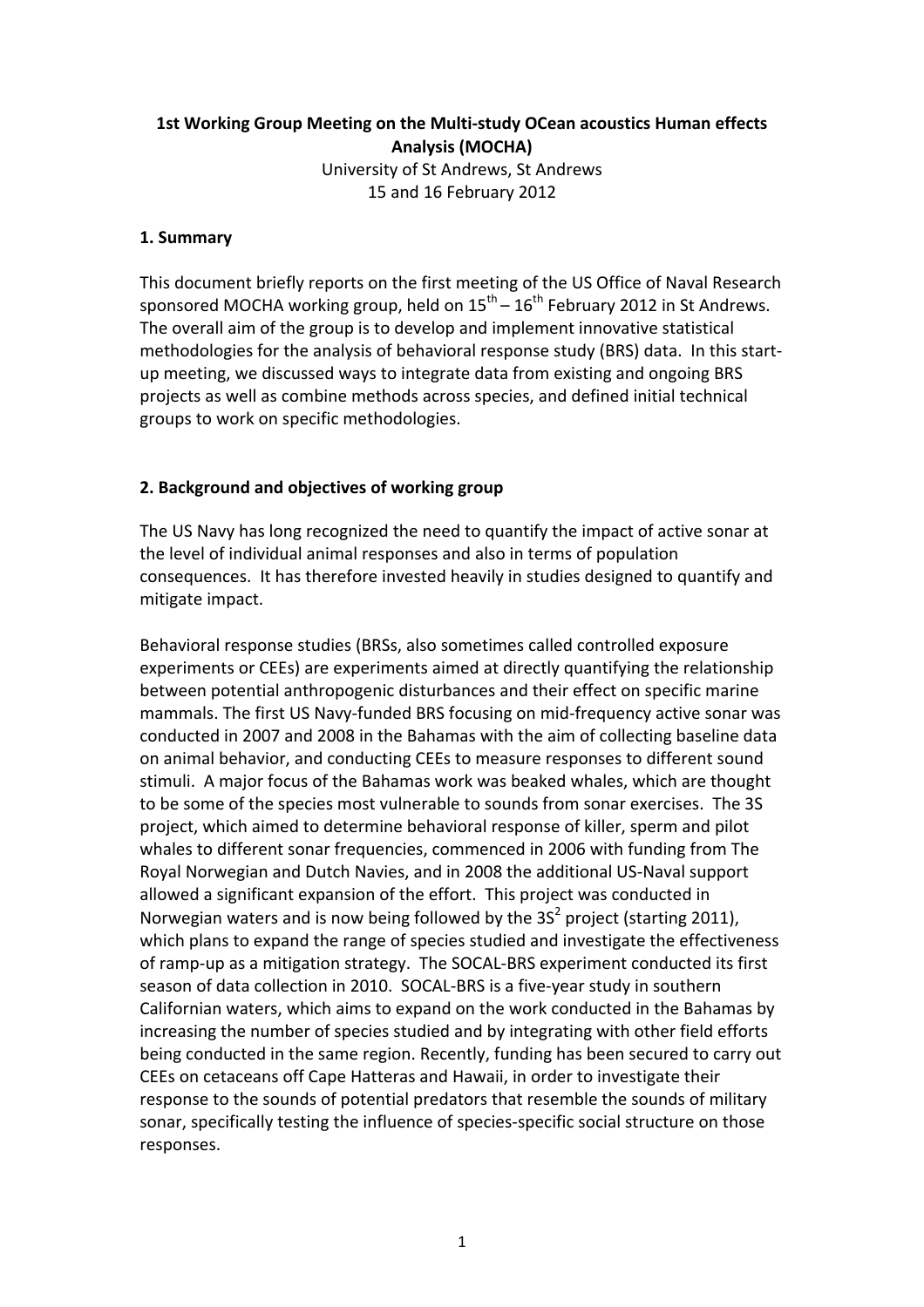# 1st Working Group Meeting on the Multi-study OCean acoustics Human effects Analysis (MOCHA)

University of St Andrews, St Andrews
15 and 16 February 2012

## 1. Summary

This document briefly reports on the first meeting of the US Office of Naval Research sponsored MOCHA working group, held on $15^{th}$ – $16^{th}$ February 2012 in St Andrews. The overall aim of the group is to develop and implement innovative statistical methodologies for the analysis of behavioral response study (BRS) data. In this start-up meeting, we discussed ways to integrate data from existing and ongoing BRS projects as well as combine methods across species, and defined initial technical groups to work on specific methodologies.

## 2. Background and objectives of working group

The US Navy has long recognized the need to quantify the impact of active sonar at the level of individual animal responses and also in terms of population consequences. It has therefore invested heavily in studies designed to quantify and mitigate impact.

Behavioral response studies (BRSs, also sometimes called controlled exposure experiments or CEEs) are experiments aimed at directly quantifying the relationship between potential anthropogenic disturbances and their effect on specific marine mammals. The first US Navy-funded BRS focusing on mid-frequency active sonar was conducted in 2007 and 2008 in the Bahamas with the aim of collecting baseline data on animal behavior, and conducting CEEs to measure responses to different sound stimuli. A major focus of the Bahamas work was beaked whales, which are thought to be some of the species most vulnerable to sounds from sonar exercises. The 3S project, which aimed to determine behavioral response of killer, sperm and pilot whales to different sonar frequencies, commenced in 2006 with funding from The Royal Norwegian and Dutch Navies, and in 2008 the additional US-Naval support allowed a significant expansion of the effort. This project was conducted in Norwegian waters and is now being followed by the $3S^2$ project (starting 2011), which plans to expand the range of species studied and investigate the effectiveness of ramp-up as a mitigation strategy. The SOCAL-BRS experiment conducted its first season of data collection in 2010. SOCAL-BRS is a five-year study in southern Californian waters, which aims to expand on the work conducted in the Bahamas by increasing the number of species studied and by integrating with other field efforts being conducted in the same region. Recently, funding has been secured to carry out CEEs on cetaceans off Cape Hatteras and Hawaii, in order to investigate their response to the sounds of potential predators that resemble the sounds of military sonar, specifically testing the influence of species-specific social structure on those responses.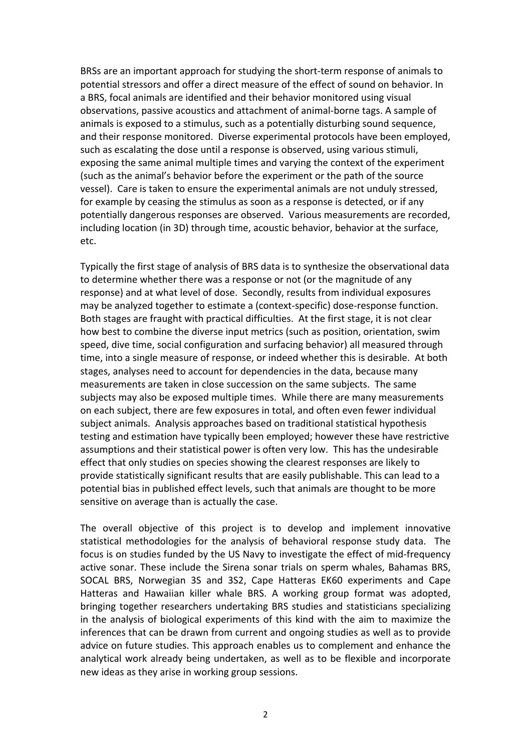BRSs are an important approach for studying the short-term response of animals to potential stressors and offer a direct measure of the effect of sound on behavior. In a BRS, focal animals are identified and their behavior monitored using visual observations, passive acoustics and attachment of animal-borne tags. A sample of animals is exposed to a stimulus, such as a potentially disturbing sound sequence, and their response monitored. Diverse experimental protocols have been employed, such as escalating the dose until a response is observed, using various stimuli, exposing the same animal multiple times and varying the context of the experiment (such as the animal's behavior before the experiment or the path of the source vessel). Care is taken to ensure the experimental animals are not unduly stressed, for example by ceasing the stimulus as soon as a response is detected, or if any potentially dangerous responses are observed. Various measurements are recorded, including location (in 3D) through time, acoustic behavior, behavior at the surface, etc.

Typically the first stage of analysis of BRS data is to synthesize the observational data to determine whether there was a response or not (or the magnitude of any response) and at what level of dose. Secondly, results from individual exposures may be analyzed together to estimate a (context-specific) dose-response function. Both stages are fraught with practical difficulties. At the first stage, it is not clear how best to combine the diverse input metrics (such as position, orientation, swim speed, dive time, social configuration and surfacing behavior) all measured through time, into a single measure of response, or indeed whether this is desirable. At both stages, analyses need to account for dependencies in the data, because many measurements are taken in close succession on the same subjects. The same subjects may also be exposed multiple times. While there are many measurements on each subject, there are few exposures in total, and often even fewer individual subject animals. Analysis approaches based on traditional statistical hypothesis testing and estimation have typically been employed; however these have restrictive assumptions and their statistical power is often very low. This has the undesirable effect that only studies on species showing the clearest responses are likely to provide statistically significant results that are easily publishable. This can lead to a potential bias in published effect levels, such that animals are thought to be more sensitive on average than is actually the case.

The overall objective of this project is to develop and implement innovative statistical methodologies for the analysis of behavioral response study data. The focus is on studies funded by the US Navy to investigate the effect of mid-frequency active sonar. These include the Sirena sonar trials on sperm whales, Bahamas BRS, SOCAL BRS, Norwegian 3S and 3S2, Cape Hatteras EK60 experiments and Cape Hatteras and Hawaiian killer whale BRS. A working group format was adopted, bringing together researchers undertaking BRS studies and statisticians specializing in the analysis of biological experiments of this kind with the aim to maximize the inferences that can be drawn from current and ongoing studies as well as to provide advice on future studies. This approach enables us to complement and enhance the analytical work already being undertaken, as well as to be flexible and incorporate new ideas as they arise in working group sessions.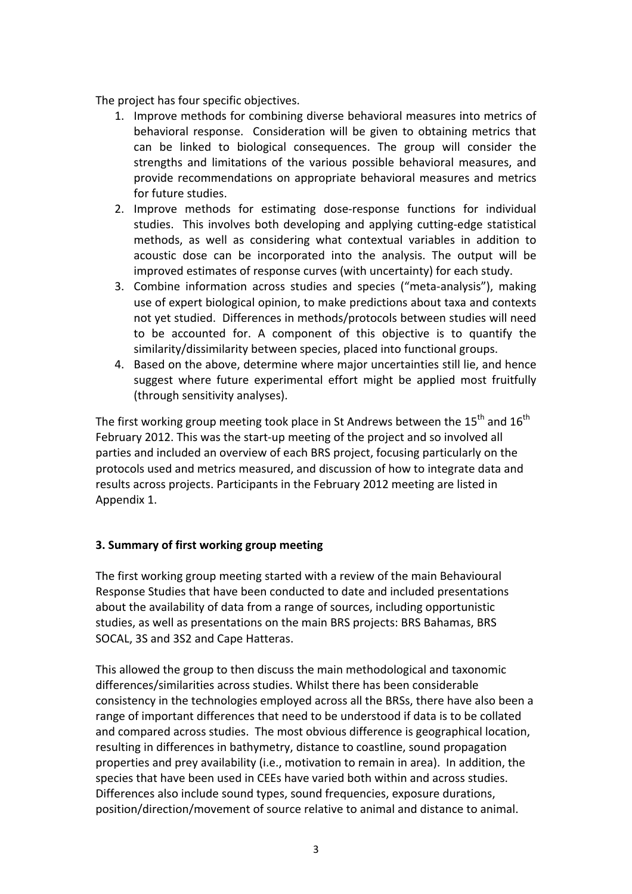The project has four specific objectives.

1. Improve methods for combining diverse behavioral measures into metrics of behavioral response. Consideration will be given to obtaining metrics that can be linked to biological consequences. The group will consider the strengths and limitations of the various possible behavioral measures, and provide recommendations on appropriate behavioral measures and metrics for future studies.
2. Improve methods for estimating dose-response functions for individual studies. This involves both developing and applying cutting-edge statistical methods, as well as considering what contextual variables in addition to acoustic dose can be incorporated into the analysis. The output will be improved estimates of response curves (with uncertainty) for each study.
3. Combine information across studies and species ("meta-analysis"), making use of expert biological opinion, to make predictions about taxa and contexts not yet studied. Differences in methods/protocols between studies will need to be accounted for. A component of this objective is to quantify the similarity/dissimilarity between species, placed into functional groups.
4. Based on the above, determine where major uncertainties still lie, and hence suggest where future experimental effort might be applied most fruitfully (through sensitivity analyses).

The first working group meeting took place in St Andrews between the 15th and 16th February 2012. This was the start-up meeting of the project and so involved all parties and included an overview of each BRS project, focusing particularly on the protocols used and metrics measured, and discussion of how to integrate data and results across projects. Participants in the February 2012 meeting are listed in Appendix 1.

## 3. Summary of first working group meeting

The first working group meeting started with a review of the main Behavioural Response Studies that have been conducted to date and included presentations about the availability of data from a range of sources, including opportunistic studies, as well as presentations on the main BRS projects: BRS Bahamas, BRS SOCAL, 3S and 3S2 and Cape Hatteras.

This allowed the group to then discuss the main methodological and taxonomic differences/similarities across studies. Whilst there has been considerable consistency in the technologies employed across all the BRSs, there have also been a range of important differences that need to be understood if data is to be collated and compared across studies. The most obvious difference is geographical location, resulting in differences in bathymetry, distance to coastline, sound propagation properties and prey availability (i.e., motivation to remain in area). In addition, the species that have been used in CEEs have varied both within and across studies. Differences also include sound types, sound frequencies, exposure durations, position/direction/movement of source relative to animal and distance to animal.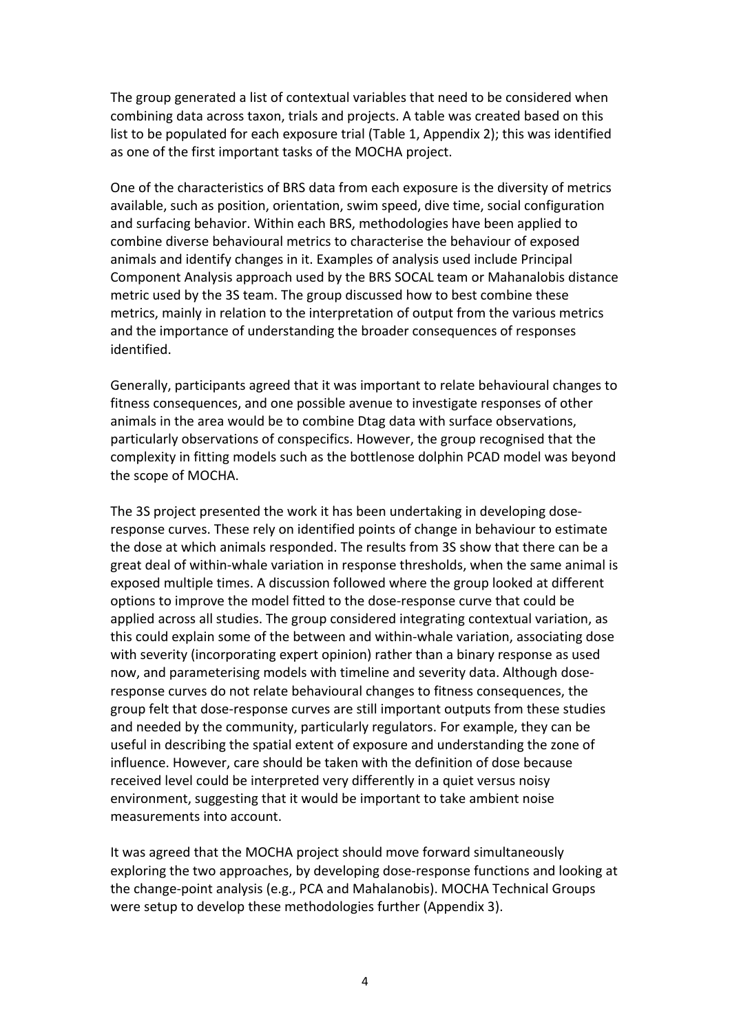The group generated a list of contextual variables that need to be considered when combining data across taxon, trials and projects. A table was created based on this list to be populated for each exposure trial (Table 1, Appendix 2); this was identified as one of the first important tasks of the MOCHA project.

One of the characteristics of BRS data from each exposure is the diversity of metrics available, such as position, orientation, swim speed, dive time, social configuration and surfacing behavior. Within each BRS, methodologies have been applied to combine diverse behavioural metrics to characterise the behaviour of exposed animals and identify changes in it. Examples of analysis used include Principal Component Analysis approach used by the BRS SOCAL team or Mahanalobis distance metric used by the 3S team. The group discussed how to best combine these metrics, mainly in relation to the interpretation of output from the various metrics and the importance of understanding the broader consequences of responses identified.

Generally, participants agreed that it was important to relate behavioural changes to fitness consequences, and one possible avenue to investigate responses of other animals in the area would be to combine Dtag data with surface observations, particularly observations of conspecifics. However, the group recognised that the complexity in fitting models such as the bottlenose dolphin PCAD model was beyond the scope of MOCHA.

The 3S project presented the work it has been undertaking in developing dose-response curves. These rely on identified points of change in behaviour to estimate the dose at which animals responded. The results from 3S show that there can be a great deal of within-whale variation in response thresholds, when the same animal is exposed multiple times. A discussion followed where the group looked at different options to improve the model fitted to the dose-response curve that could be applied across all studies. The group considered integrating contextual variation, as this could explain some of the between and within-whale variation, associating dose with severity (incorporating expert opinion) rather than a binary response as used now, and parameterising models with timeline and severity data. Although dose-response curves do not relate behavioural changes to fitness consequences, the group felt that dose-response curves are still important outputs from these studies and needed by the community, particularly regulators. For example, they can be useful in describing the spatial extent of exposure and understanding the zone of influence. However, care should be taken with the definition of dose because received level could be interpreted very differently in a quiet versus noisy environment, suggesting that it would be important to take ambient noise measurements into account.

It was agreed that the MOCHA project should move forward simultaneously exploring the two approaches, by developing dose-response functions and looking at the change-point analysis (e.g., PCA and Mahalanobis). MOCHA Technical Groups were setup to develop these methodologies further (Appendix 3).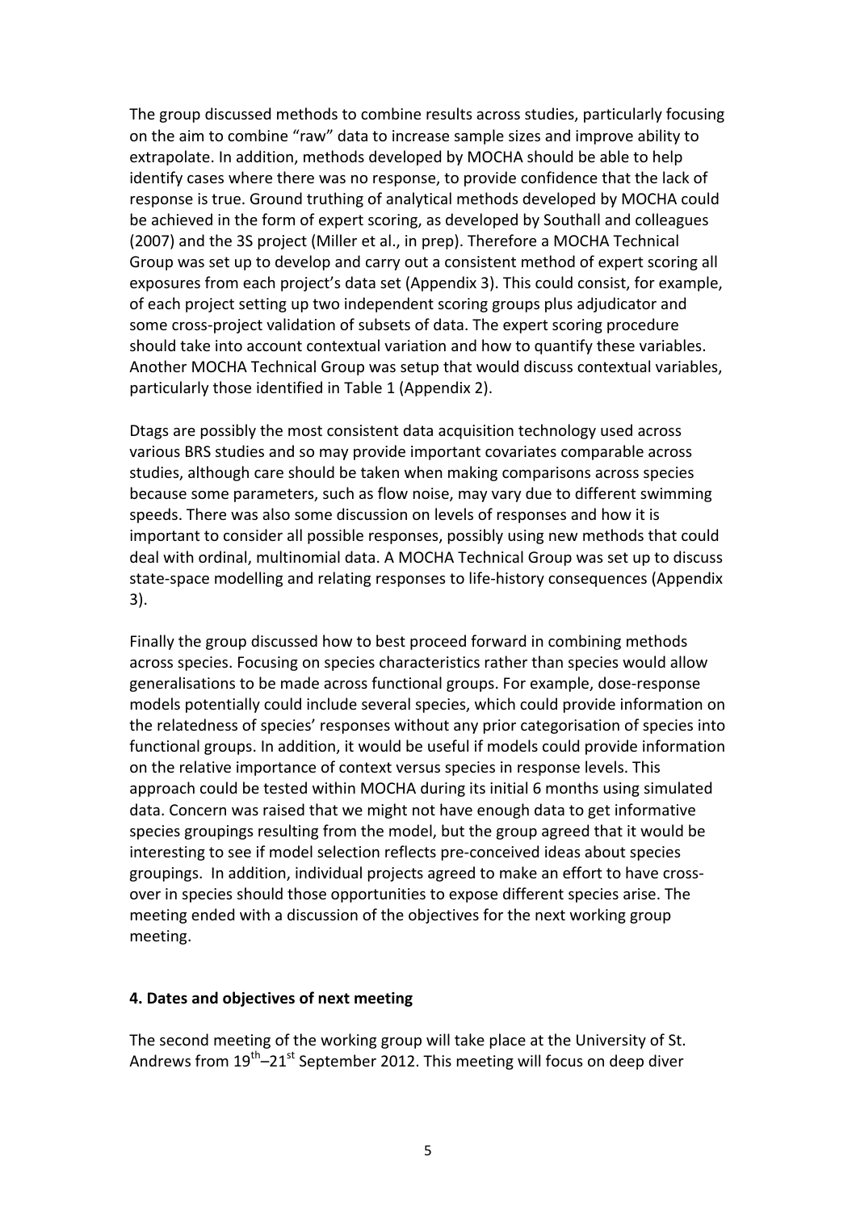The group discussed methods to combine results across studies, particularly focusing on the aim to combine "raw" data to increase sample sizes and improve ability to extrapolate. In addition, methods developed by MOCHA should be able to help identify cases where there was no response, to provide confidence that the lack of response is true. Ground truthing of analytical methods developed by MOCHA could be achieved in the form of expert scoring, as developed by Southall and colleagues (2007) and the 3S project (Miller et al., in prep). Therefore a MOCHA Technical Group was set up to develop and carry out a consistent method of expert scoring all exposures from each project's data set (Appendix 3). This could consist, for example, of each project setting up two independent scoring groups plus adjudicator and some cross-project validation of subsets of data. The expert scoring procedure should take into account contextual variation and how to quantify these variables. Another MOCHA Technical Group was setup that would discuss contextual variables, particularly those identified in Table 1 (Appendix 2).

Dtags are possibly the most consistent data acquisition technology used across various BRS studies and so may provide important covariates comparable across studies, although care should be taken when making comparisons across species because some parameters, such as flow noise, may vary due to different swimming speeds. There was also some discussion on levels of responses and how it is important to consider all possible responses, possibly using new methods that could deal with ordinal, multinomial data. A MOCHA Technical Group was set up to discuss state-space modelling and relating responses to life-history consequences (Appendix 3).

Finally the group discussed how to best proceed forward in combining methods across species. Focusing on species characteristics rather than species would allow generalisations to be made across functional groups. For example, dose-response models potentially could include several species, which could provide information on the relatedness of species' responses without any prior categorisation of species into functional groups. In addition, it would be useful if models could provide information on the relative importance of context versus species in response levels. This approach could be tested within MOCHA during its initial 6 months using simulated data. Concern was raised that we might not have enough data to get informative species groupings resulting from the model, but the group agreed that it would be interesting to see if model selection reflects pre-conceived ideas about species groupings. In addition, individual projects agreed to make an effort to have cross-over in species should those opportunities to expose different species arise. The meeting ended with a discussion of the objectives for the next working group meeting.

## 4. Dates and objectives of next meeting

The second meeting of the working group will take place at the University of St. Andrews from 19th–21st September 2012. This meeting will focus on deep diver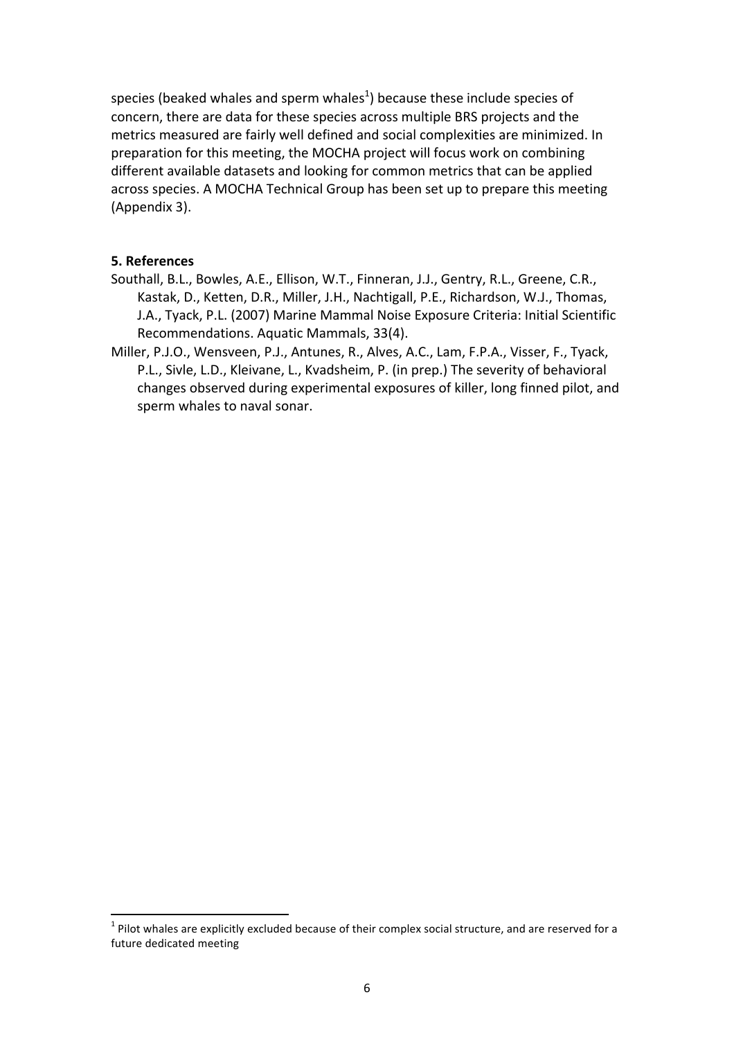species (beaked whales and sperm whales[1]) because these include species of concern, there are data for these species across multiple BRS projects and the metrics measured are fairly well defined and social complexities are minimized. In preparation for this meeting, the MOCHA project will focus work on combining different available datasets and looking for common metrics that can be applied across species. A MOCHA Technical Group has been set up to prepare this meeting (Appendix 3).

## 5. References

Southall, B.L., Bowles, A.E., Ellison, W.T., Finneran, J.J., Gentry, R.L., Greene, C.R., Kastak, D., Ketten, D.R., Miller, J.H., Nachtigall, P.E., Richardson, W.J., Thomas, J.A., Tyack, P.L. (2007) Marine Mammal Noise Exposure Criteria: Initial Scientific Recommendations. Aquatic Mammals, 33(4).

Miller, P.J.O., Wensveen, P.J., Antunes, R., Alves, A.C., Lam, F.P.A., Visser, F., Tyack, P.L., Sivle, L.D., Kleivane, L., Kvadsheim, P. (in prep.) The severity of behavioral changes observed during experimental exposures of killer, long finned pilot, and sperm whales to naval sonar.

---

[1] Pilot whales are explicitly excluded because of their complex social structure, and are reserved for a future dedicated meeting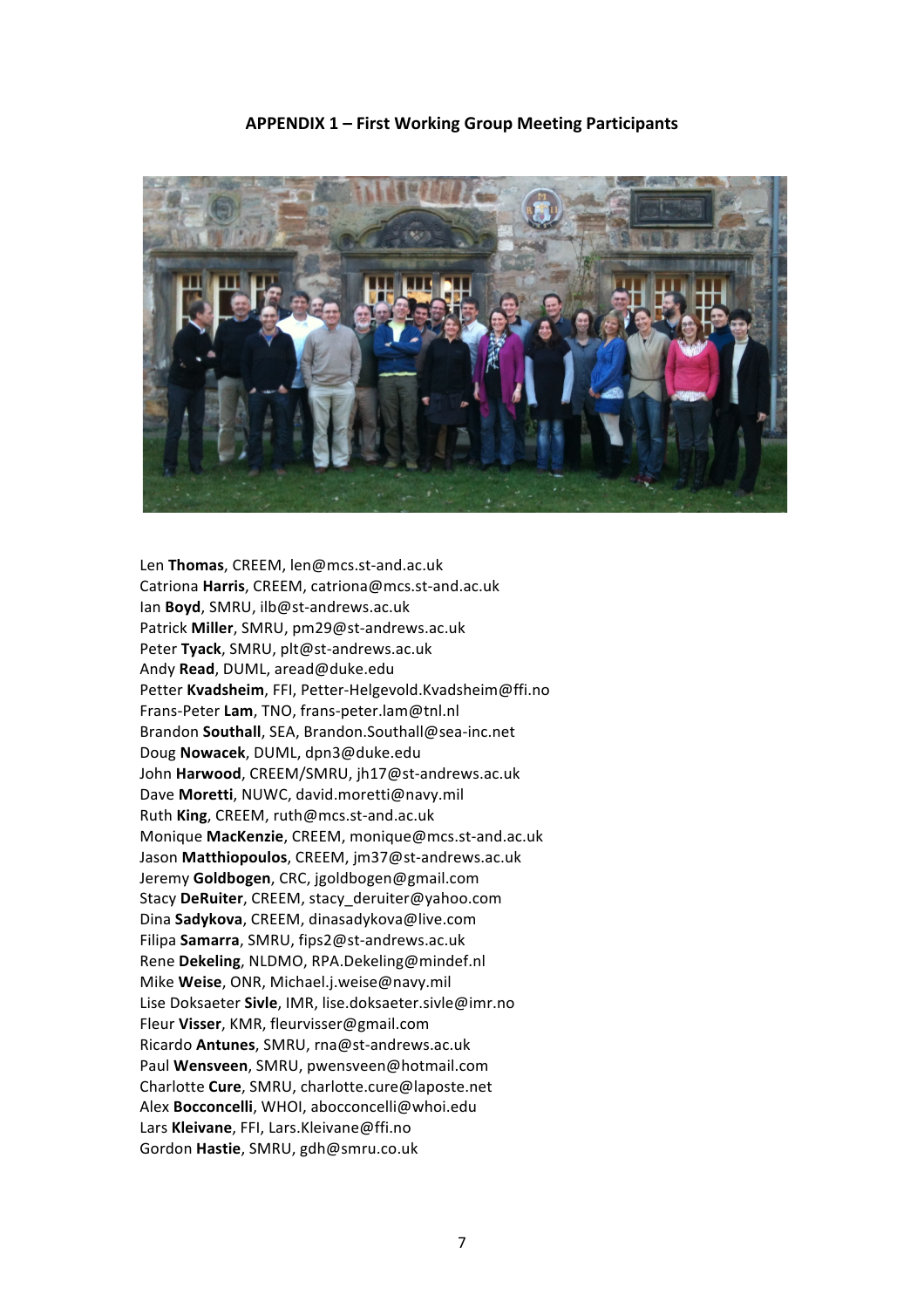**APPENDIX 1 – First Working Group Meeting Participants**

Len **Thomas**, CREEM, len@mcs.st-and.ac.uk
Catriona **Harris**, CREEM, catriona@mcs.st-and.ac.uk
Ian **Boyd**, SMRU, ilb@st-andrews.ac.uk
Patrick **Miller**, SMRU, pm29@st-andrews.ac.uk
Peter **Tyack**, SMRU, plt@st-andrews.ac.uk
Andy **Read**, DUML, aread@duke.edu
Petter **Kvadsheim**, FFI, Petter-Helgevold.Kvadsheim@ffi.no
Frans-Peter **Lam**, TNO, frans-peter.lam@tnl.nl
Brandon **Southall**, SEA, Brandon.Southall@sea-inc.net
Doug **Nowacek**, DUML, dpn3@duke.edu
John **Harwood**, CREEM/SMRU, jh17@st-andrews.ac.uk
Dave **Moretti**, NUWC, david.moretti@navy.mil
Ruth **King**, CREEM, ruth@mcs.st-and.ac.uk
Monique **MacKenzie**, CREEM, monique@mcs.st-and.ac.uk
Jason **Matthiopoulos**, CREEM, jm37@st-andrews.ac.uk
Jeremy **Goldbogen**, CRC, jgoldbogen@gmail.com
Stacy **DeRuiter**, CREEM, stacy_deruiter@yahoo.com
Dina **Sadykova**, CREEM, dinasadykova@live.com
Filipa **Samarra**, SMRU, fips2@st-andrews.ac.uk
Rene **Dekeling**, NLDMO, RPA.Dekeling@mindef.nl
Mike **Weise**, ONR, Michael.j.weise@navy.mil
Lise Doksaeter **Sivle**, IMR, lise.doksaeter.sivle@imr.no
Fleur **Visser**, KMR, fleurvisser@gmail.com
Ricardo **Antunes**, SMRU, rna@st-andrews.ac.uk
Paul **Wensveen**, SMRU, pwensveen@hotmail.com
Charlotte **Cure**, SMRU, charlotte.cure@laposte.net
Alex **Bocconcelli**, WHOI, abocconcelli@whoi.edu
Lars **Kleivane**, FFI, Lars.Kleivane@ffi.no
Gordon **Hastie**, SMRU, gdh@smru.co.uk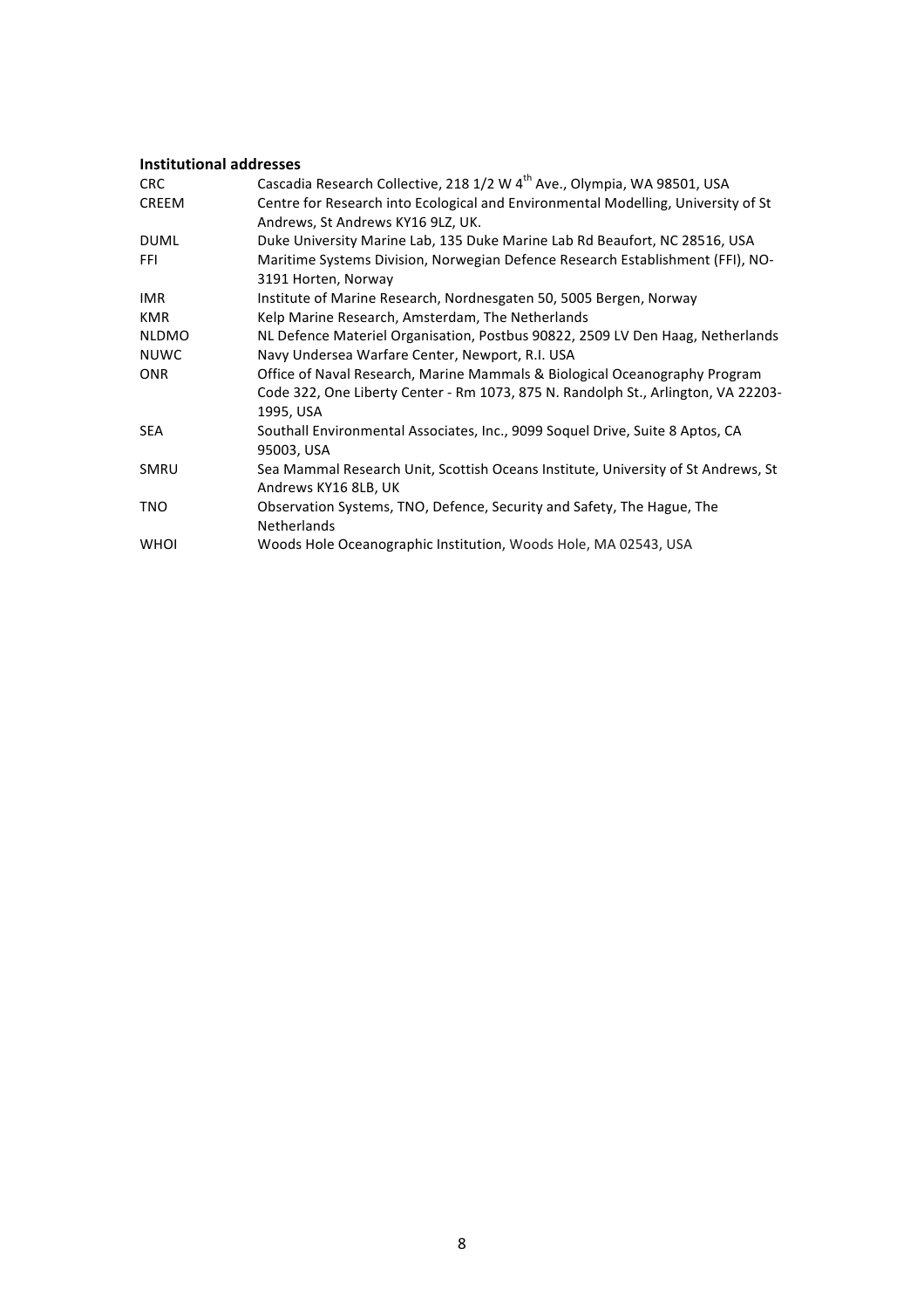### Institutional addresses

| | |
|---|---|
| CRC | Cascadia Research Collective, 218 1/2 W 4$^{th}$ Ave., Olympia, WA 98501, USA |
| CREEM | Centre for Research into Ecological and Environmental Modelling, University of St Andrews, St Andrews KY16 9LZ, UK. |
| DUML | Duke University Marine Lab, 135 Duke Marine Lab Rd Beaufort, NC 28516, USA |
| FFI | Maritime Systems Division, Norwegian Defence Research Establishment (FFI), NO-3191 Horten, Norway |
| IMR | Institute of Marine Research, Nordnesgaten 50, 5005 Bergen, Norway |
| KMR | Kelp Marine Research, Amsterdam, The Netherlands |
| NLDMO | NL Defence Materiel Organisation, Postbus 90822, 2509 LV Den Haag, Netherlands |
| NUWC | Navy Undersea Warfare Center, Newport, R.I. USA |
| ONR | Office of Naval Research, Marine Mammals & Biological Oceanography Program Code 322, One Liberty Center - Rm 1073, 875 N. Randolph St., Arlington, VA 22203-1995, USA |
| SEA | Southall Environmental Associates, Inc., 9099 Soquel Drive, Suite 8 Aptos, CA 95003, USA |
| SMRU | Sea Mammal Research Unit, Scottish Oceans Institute, University of St Andrews, St Andrews KY16 8LB, UK |
| TNO | Observation Systems, TNO, Defence, Security and Safety, The Hague, The Netherlands |
| WHOI | Woods Hole Oceanographic Institution, Woods Hole, MA 02543, USA |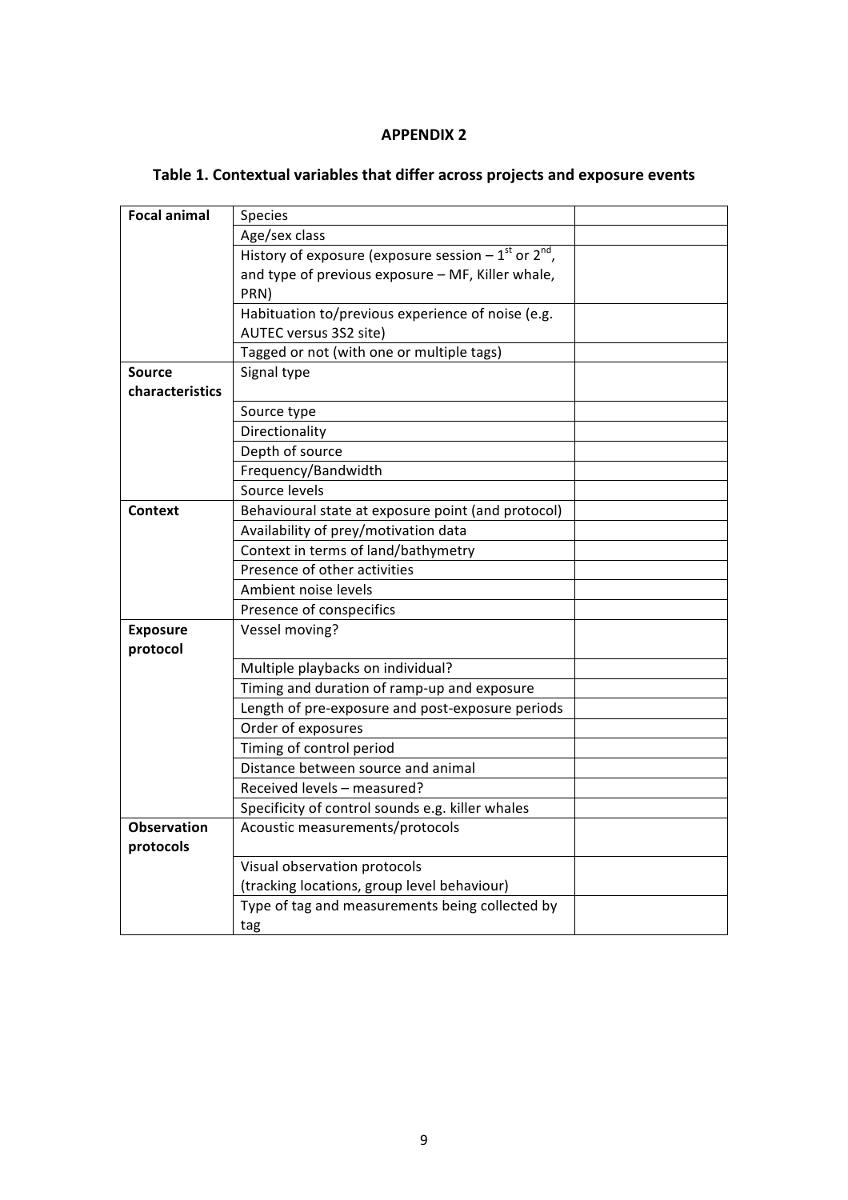**APPENDIX 2**

## Table 1. Contextual variables that differ across projects and exposure events

| | | |
|---|---|---|
| **Focal animal** | Species | |
| | Age/sex class | |
| | History of exposure (exposure session – 1st or 2nd, and type of previous exposure – MF, Killer whale, PRN) | |
| | Habituation to/previous experience of noise (e.g. AUTEC versus 3S2 site) | |
| | Tagged or not (with one or multiple tags) | |
| **Source characteristics** | Signal type | |
| | Source type | |
| | Directionality | |
| | Depth of source | |
| | Frequency/Bandwidth | |
| | Source levels | |
| **Context** | Behavioural state at exposure point (and protocol) | |
| | Availability of prey/motivation data | |
| | Context in terms of land/bathymetry | |
| | Presence of other activities | |
| | Ambient noise levels | |
| | Presence of conspecifics | |
| **Exposure protocol** | Vessel moving? | |
| | Multiple playbacks on individual? | |
| | Timing and duration of ramp-up and exposure | |
| | Length of pre-exposure and post-exposure periods | |
| | Order of exposures | |
| | Timing of control period | |
| | Distance between source and animal | |
| | Received levels – measured? | |
| | Specificity of control sounds e.g. killer whales | |
| **Observation protocols** | Acoustic measurements/protocols | |
| | Visual observation protocols (tracking locations, group level behaviour) | |
| | Type of tag and measurements being collected by tag | |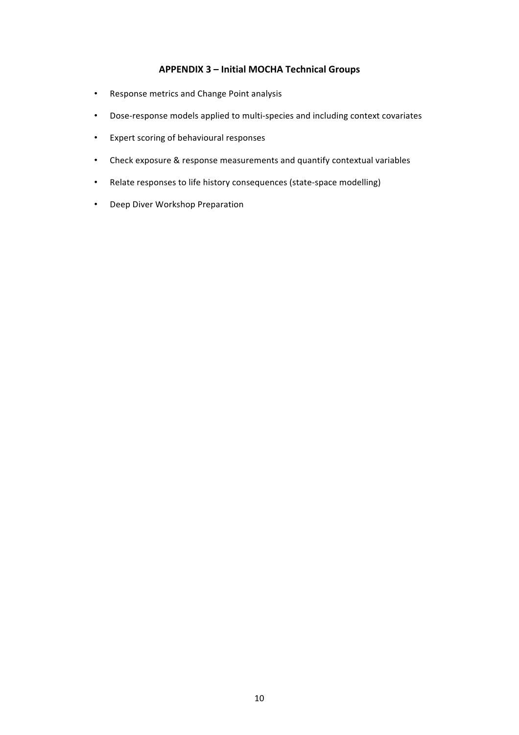## APPENDIX 3 – Initial MOCHA Technical Groups

- Response metrics and Change Point analysis
- Dose-response models applied to multi-species and including context covariates
- Expert scoring of behavioural responses
- Check exposure & response measurements and quantify contextual variables
- Relate responses to life history consequences (state-space modelling)
- Deep Diver Workshop Preparation